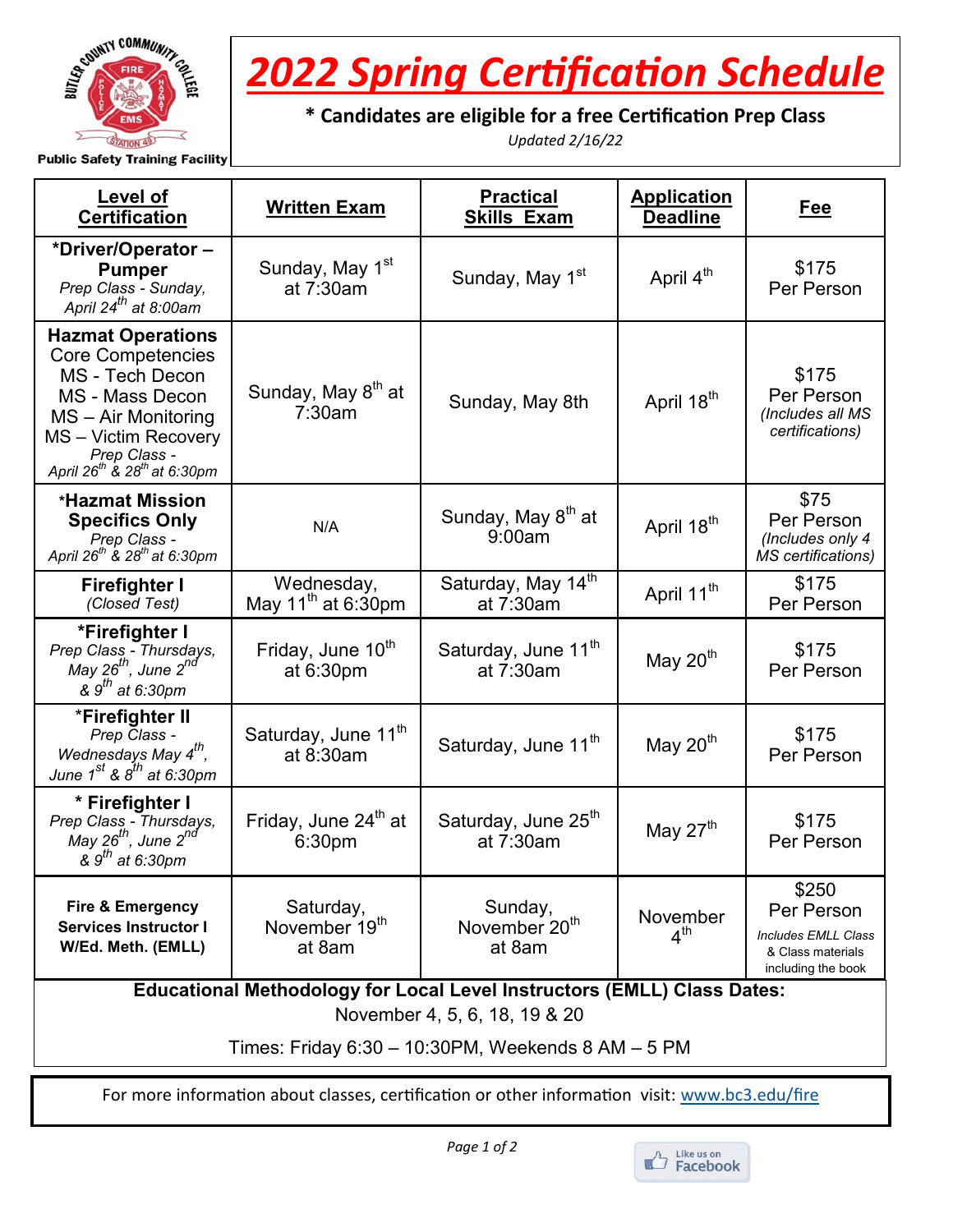Butler County Community College
Public Safety Training Facility

# 2022 Spring Certification Schedule

**\* Candidates are eligible for a free Certification Prep Class**

*Updated 2/16/22*

| Level of Certification | Written Exam | Practical Skills Exam | Application Deadline | Fee |
|---|---|---|---|---|
| **\*Driver/Operator – Pumper** *Prep Class - Sunday, April 24th at 8:00am* | Sunday, May 1st at 7:30am | Sunday, May 1st | April 4th | $175 Per Person |
| **Hazmat Operations** Core Competencies MS - Tech Decon MS - Mass Decon MS – Air Monitoring MS – Victim Recovery *Prep Class - April 26th & 28th at 6:30pm* | Sunday, May 8th at 7:30am | Sunday, May 8th | April 18th | $175 Per Person *(Includes all MS certifications)* |
| **\*Hazmat Mission Specifics Only** *Prep Class - April 26th & 28th at 6:30pm* | N/A | Sunday, May 8th at 9:00am | April 18th | $75 Per Person *(Includes only 4 MS certifications)* |
| **Firefighter I** *(Closed Test)* | Wednesday, May 11th at 6:30pm | Saturday, May 14th at 7:30am | April 11th | $175 Per Person |
| **\*Firefighter I** *Prep Class - Thursdays, May 26th, June 2nd & 9th at 6:30pm* | Friday, June 10th at 6:30pm | Saturday, June 11th at 7:30am | May 20th | $175 Per Person |
| **\*Firefighter II** *Prep Class - Wednesdays May 4th, June 1st & 8th at 6:30pm* | Saturday, June 11th at 8:30am | Saturday, June 11th | May 20th | $175 Per Person |
| **\* Firefighter I** *Prep Class - Thursdays, May 26th, June 2nd & 9th at 6:30pm* | Friday, June 24th at 6:30pm | Saturday, June 25th at 7:30am | May 27th | $175 Per Person |
| **Fire & Emergency Services Instructor I W/Ed. Meth. (EMLL)** | Saturday, November 19th at 8am | Sunday, November 20th at 8am | November 4th | $250 Per Person *Includes EMLL Class & Class materials including the book* |

**Educational Methodology for Local Level Instructors (EMLL) Class Dates:**

November 4, 5, 6, 18, 19 & 20

Times: Friday 6:30 – 10:30PM, Weekends 8 AM – 5 PM

For more information about classes, certification or other information visit: www.bc3.edu/fire

Like us on Facebook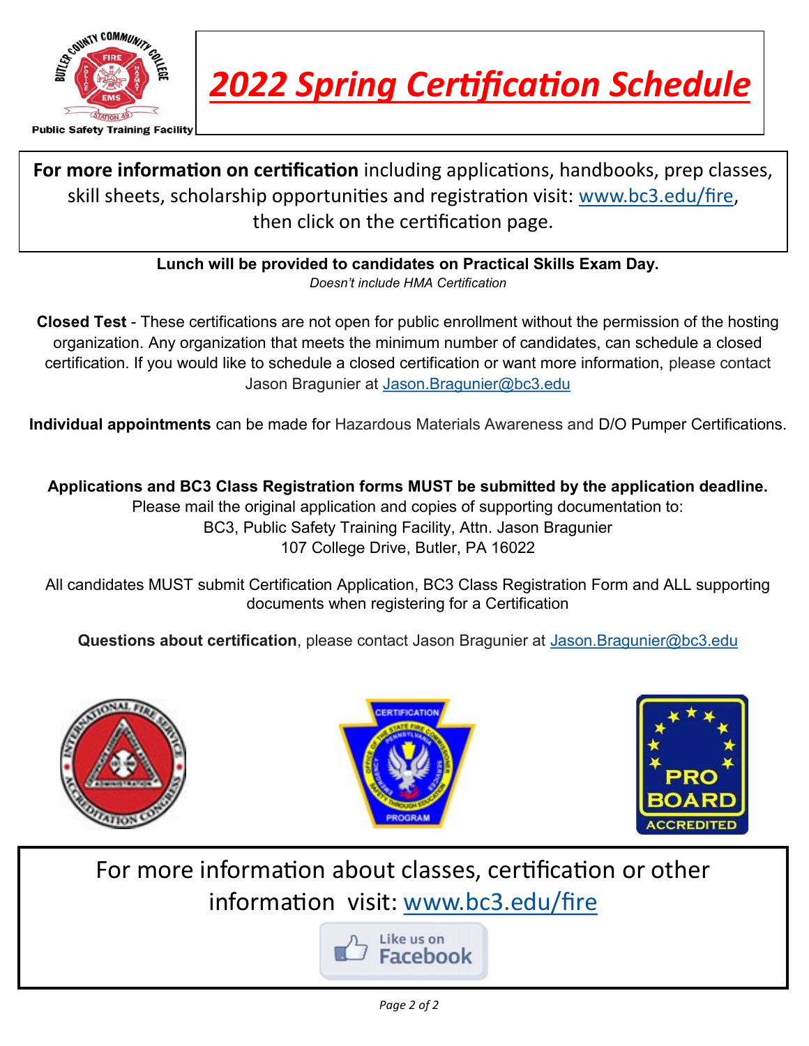# 2022 Spring Certification Schedule

**For more information on certification** including applications, handbooks, prep classes, skill sheets, scholarship opportunities and registration visit: www.bc3.edu/fire, then click on the certification page.

**Lunch will be provided to candidates on Practical Skills Exam Day.**
*Doesn't include HMA Certification*

**Closed Test** - These certifications are not open for public enrollment without the permission of the hosting organization. Any organization that meets the minimum number of candidates, can schedule a closed certification. If you would like to schedule a closed certification or want more information, please contact Jason Bragunier at Jason.Bragunier@bc3.edu

**Individual appointments** can be made for Hazardous Materials Awareness and D/O Pumper Certifications.

**Applications and BC3 Class Registration forms MUST be submitted by the application deadline.**
Please mail the original application and copies of supporting documentation to:
BC3, Public Safety Training Facility, Attn. Jason Bragunier
107 College Drive, Butler, PA 16022

All candidates MUST submit Certification Application, BC3 Class Registration Form and ALL supporting documents when registering for a Certification

**Questions about certification**, please contact Jason Bragunier at Jason.Bragunier@bc3.edu

For more information about classes, certification or other information visit: www.bc3.edu/fire

Like us on Facebook